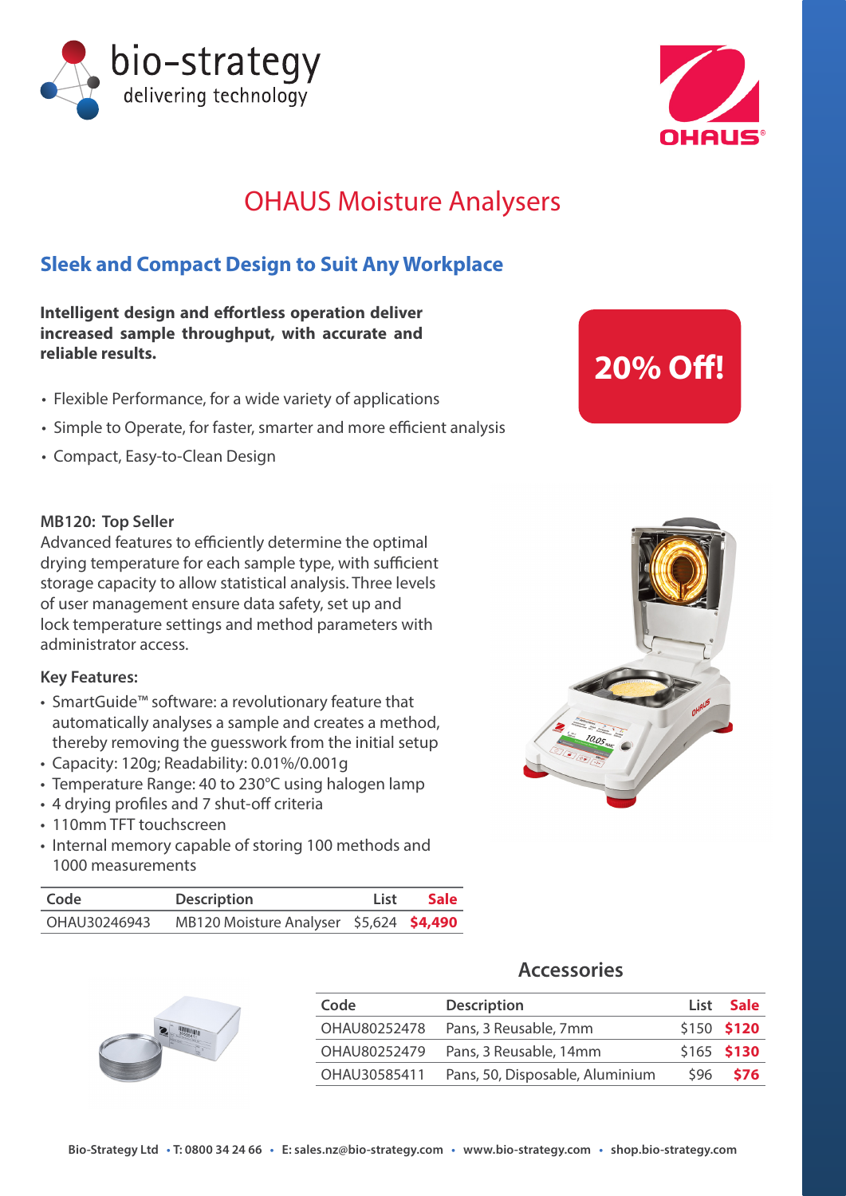bio-strategy
delivering technology

OHAUS

# OHAUS Moisture Analysers

## Sleek and Compact Design to Suit Any Workplace

**Intelligent design and effortless operation deliver increased sample throughput, with accurate and reliable results.**

**20% Off!**

- Flexible Performance, for a wide variety of applications
- Simple to Operate, for faster, smarter and more efficient analysis
- Compact, Easy-to-Clean Design

### MB120: Top Seller

Advanced features to efficiently determine the optimal drying temperature for each sample type, with sufficient storage capacity to allow statistical analysis. Three levels of user management ensure data safety, set up and lock temperature settings and method parameters with administrator access.

### Key Features:

- SmartGuide™ software: a revolutionary feature that automatically analyses a sample and creates a method, thereby removing the guesswork from the initial setup
- Capacity: 120g; Readability: 0.01%/0.001g
- Temperature Range: 40 to 230°C using halogen lamp
- 4 drying profiles and 7 shut-off criteria
- 110mm TFT touchscreen
- Internal memory capable of storing 100 methods and 1000 measurements

| Code | Description | List | Sale |
|---|---|---|---|
| OHAU30246943 | MB120 Moisture Analyser | $5,624 | **$4,490** |

## Accessories

| Code | Description | List | Sale |
|---|---|---|---|
| OHAU80252478 | Pans, 3 Reusable, 7mm | $150 | **$120** |
| OHAU80252479 | Pans, 3 Reusable, 14mm | $165 | **$130** |
| OHAU30585411 | Pans, 50, Disposable, Aluminium | $96 | **$76** |

**Bio-Strategy Ltd • T: 0800 34 24 66 • E: sales.nz@bio-strategy.com • www.bio-strategy.com • shop.bio-strategy.com**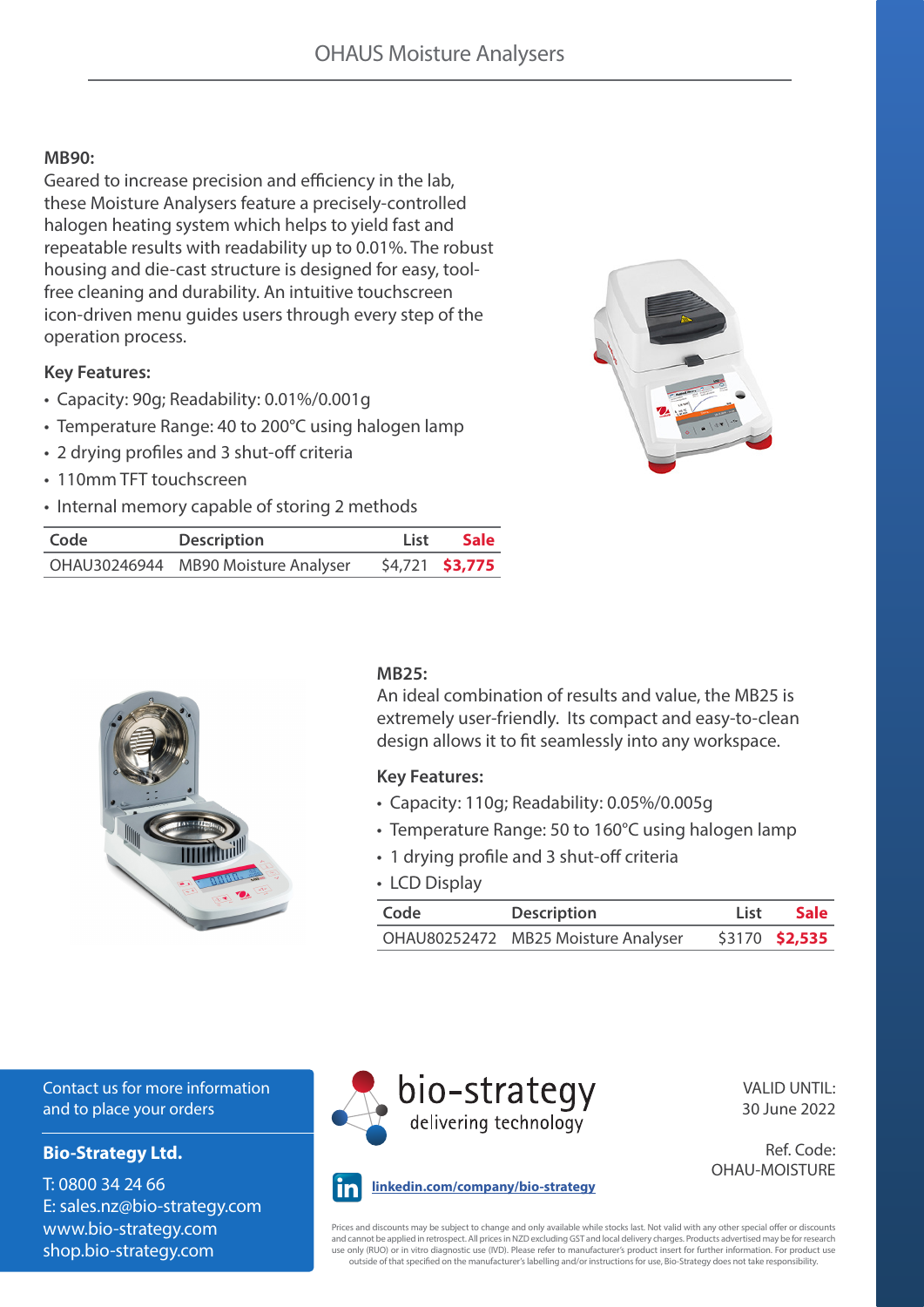# OHAUS Moisture Analysers

### MB90:

Geared to increase precision and efficiency in the lab, these Moisture Analysers feature a precisely-controlled halogen heating system which helps to yield fast and repeatable results with readability up to 0.01%. The robust housing and die-cast structure is designed for easy, tool-free cleaning and durability. An intuitive touchscreen icon-driven menu guides users through every step of the operation process.

**Key Features:**

- Capacity: 90g; Readability: 0.01%/0.001g
- Temperature Range: 40 to 200°C using halogen lamp
- 2 drying profiles and 3 shut-off criteria
- 110mm TFT touchscreen
- Internal memory capable of storing 2 methods

| Code | Description | List | Sale |
|---|---|---|---|
| OHAU30246944 | MB90 Moisture Analyser | $4,721 | **$3,775** |

### MB25:

An ideal combination of results and value, the MB25 is extremely user-friendly. Its compact and easy-to-clean design allows it to fit seamlessly into any workspace.

**Key Features:**

- Capacity: 110g; Readability: 0.05%/0.005g
- Temperature Range: 50 to 160°C using halogen lamp
- 1 drying profile and 3 shut-off criteria
- LCD Display

| Code | Description | List | Sale |
|---|---|---|---|
| OHAU80252472 | MB25 Moisture Analyser | $3170 | **$2,535** |

Contact us for more information and to place your orders

**Bio-Strategy Ltd.**

T: 0800 34 24 66
E: sales.nz@bio-strategy.com
www.bio-strategy.com
shop.bio-strategy.com

bio-strategy
delivering technology

linkedin.com/company/bio-strategy

VALID UNTIL:
30 June 2022

Ref. Code:
OHAU-MOISTURE

Prices and discounts may be subject to change and only available while stocks last. Not valid with any other special offer or discounts and cannot be applied in retrospect. All prices in NZD excluding GST and local delivery charges. Products advertised may be for research use only (RUO) or in vitro diagnostic use (IVD). Please refer to manufacturer's product insert for further information. For product use outside of that specified on the manufacturer's labelling and/or instructions for use, Bio-Strategy does not take responsibility.